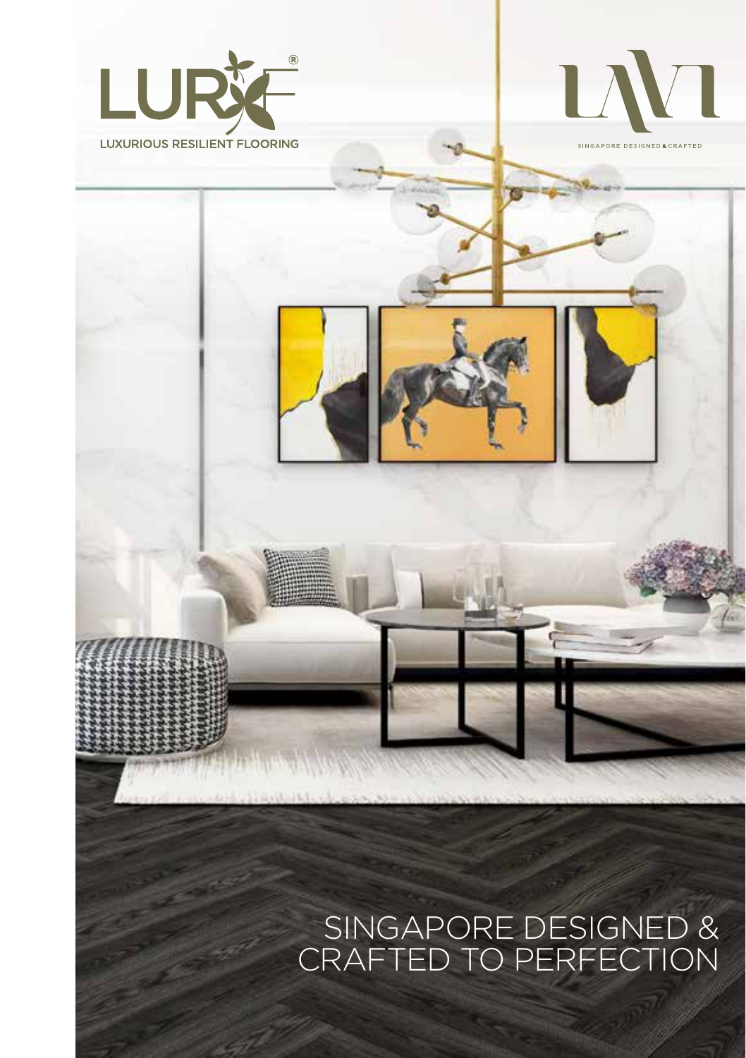LURE®

LUXURIOUS RESILIENT FLOORING

LAVI

SINGAPORE DESIGNED & CRAFTED

# SINGAPORE DESIGNED & CRAFTED TO PERFECTION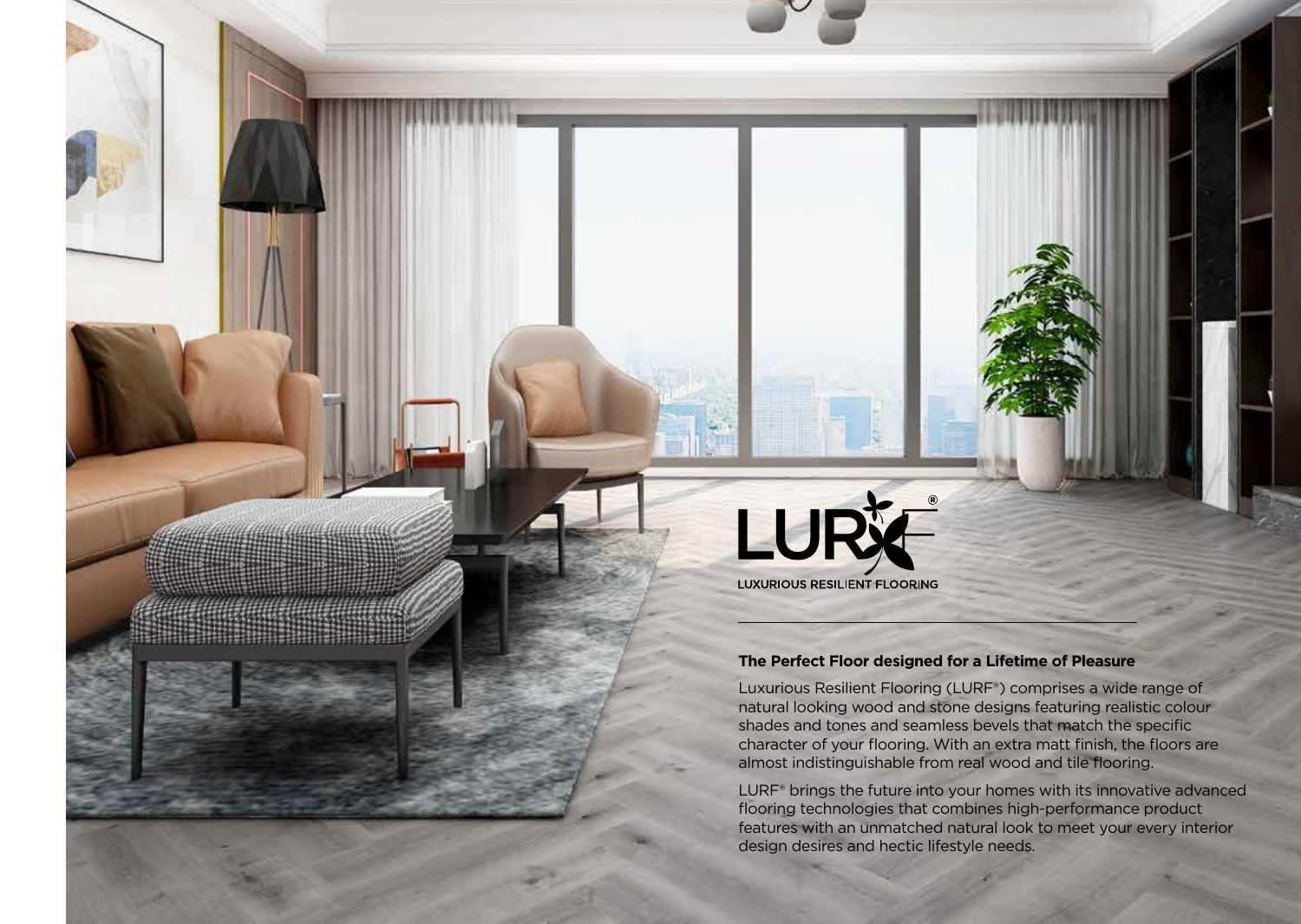LURF®

LUXURIOUS RESILIENT FLOORING

---

**The Perfect Floor designed for a Lifetime of Pleasure**

Luxurious Resilient Flooring (LURF®) comprises a wide range of natural looking wood and stone designs featuring realistic colour shades and tones and seamless bevels that match the specific character of your flooring. With an extra matt finish, the floors are almost indistinguishable from real wood and tile flooring.

LURF® brings the future into your homes with its innovative advanced flooring technologies that combines high-performance product features with an unmatched natural look to meet your every interior design desires and hectic lifestyle needs.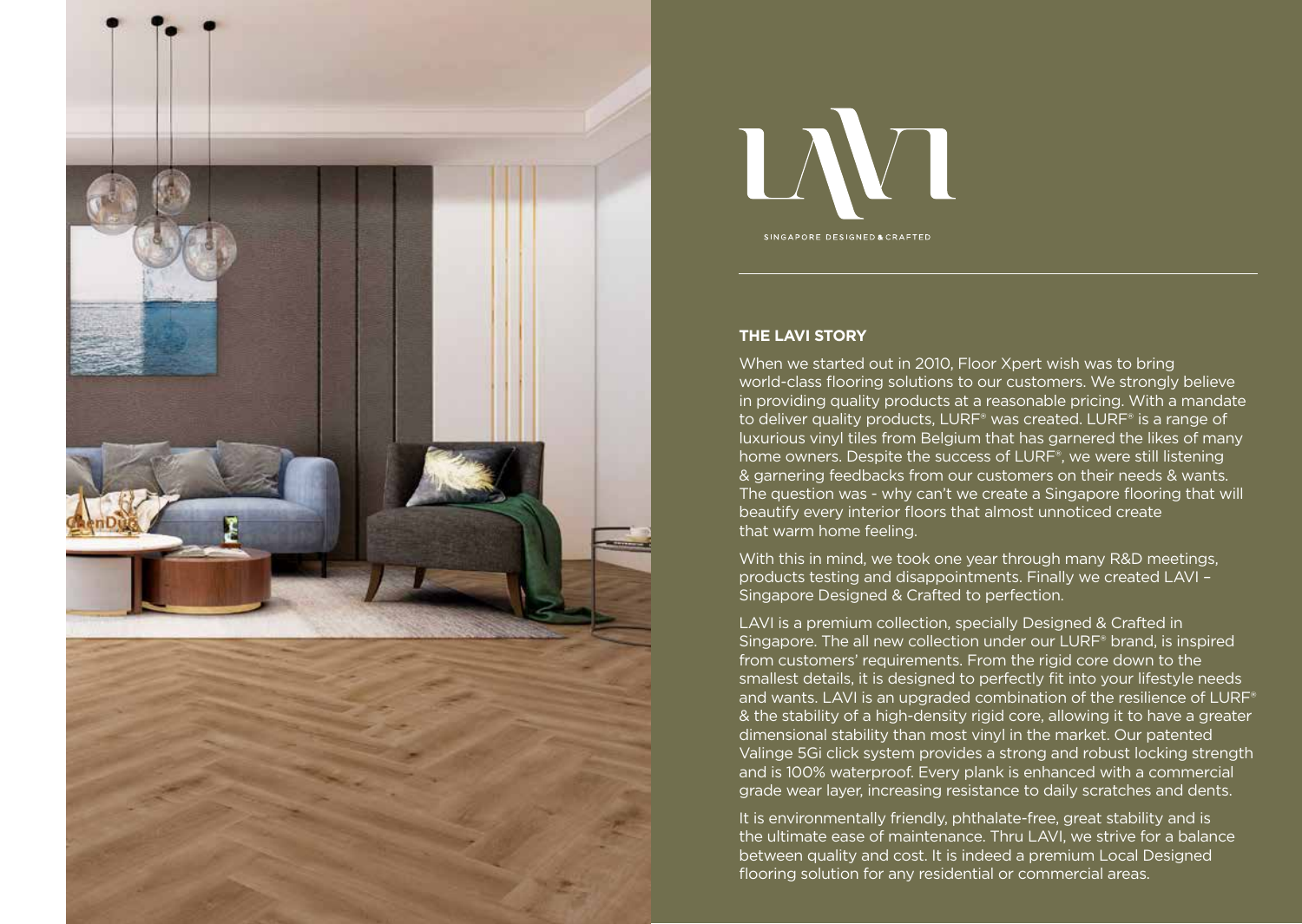LAVI

SINGAPORE DESIGNED & CRAFTED

## THE LAVI STORY

When we started out in 2010, Floor Xpert wish was to bring world-class flooring solutions to our customers. We strongly believe in providing quality products at a reasonable pricing. With a mandate to deliver quality products, LURF® was created. LURF® is a range of luxurious vinyl tiles from Belgium that has garnered the likes of many home owners. Despite the success of LURF®, we were still listening & garnering feedbacks from our customers on their needs & wants. The question was - why can't we create a Singapore flooring that will beautify every interior floors that almost unnoticed create that warm home feeling.

With this in mind, we took one year through many R&D meetings, products testing and disappointments. Finally we created LAVI – Singapore Designed & Crafted to perfection.

LAVI is a premium collection, specially Designed & Crafted in Singapore. The all new collection under our LURF® brand, is inspired from customers' requirements. From the rigid core down to the smallest details, it is designed to perfectly fit into your lifestyle needs and wants. LAVI is an upgraded combination of the resilience of LURF® & the stability of a high-density rigid core, allowing it to have a greater dimensional stability than most vinyl in the market. Our patented Valinge 5Gi click system provides a strong and robust locking strength and is 100% waterproof. Every plank is enhanced with a commercial grade wear layer, increasing resistance to daily scratches and dents.

It is environmentally friendly, phthalate-free, great stability and is the ultimate ease of maintenance. Thru LAVI, we strive for a balance between quality and cost. It is indeed a premium Local Designed flooring solution for any residential or commercial areas.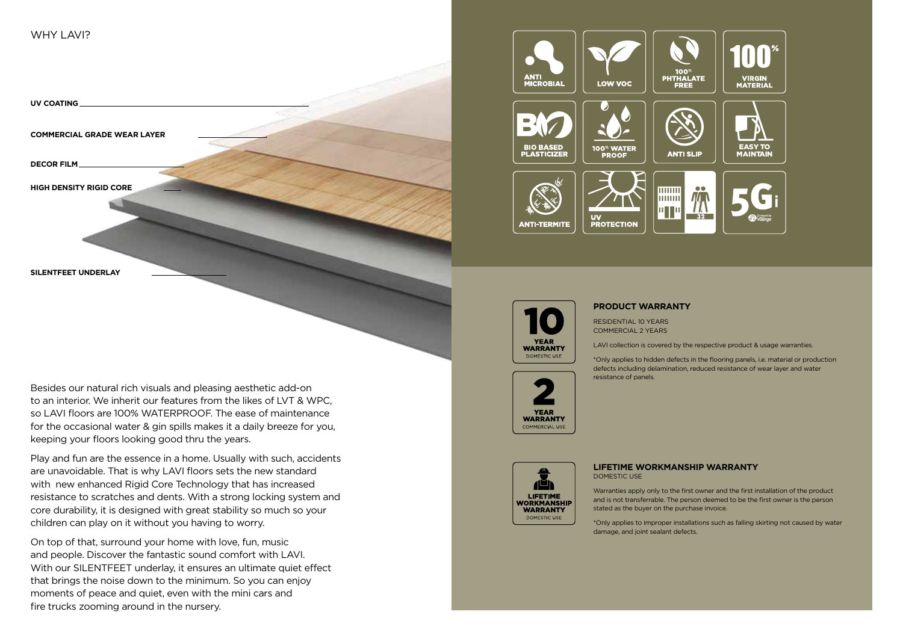WHY LAVI?

UV COATING

COMMERCIAL GRADE WEAR LAYER

DECOR FILM

HIGH DENSITY RIGID CORE

SILENTFEET UNDERLAY

Besides our natural rich visuals and pleasing aesthetic add-on to an interior. We inherit our features from the likes of LVT & WPC, so LAVI floors are 100% WATERPROOF. The ease of maintenance for the occasional water & gin spills makes it a daily breeze for you, keeping your floors looking good thru the years.

Play and fun are the essence in a home. Usually with such, accidents are unavoidable. That is why LAVI floors sets the new standard with new enhanced Rigid Core Technology that has increased resistance to scratches and dents. With a strong locking system and core durability, it is designed with great stability so much so your children can play on it without you having to worry.

On top of that, surround your home with love, fun, music and people. Discover the fantastic sound comfort with LAVI. With our SILENTFEET underlay, it ensures an ultimate quiet effect that brings the noise down to the minimum. So you can enjoy moments of peace and quiet, even with the mini cars and fire trucks zooming around in the nursery.

ANTI MICROBIAL | LOW VOC | 100% PHTHALATE FREE | 100% VIRGIN MATERIAL

BIO BASED PLASTICIZER | 100% WATER PROOF | ANTI SLIP | EASY TO MAINTAIN

ANTI-TERMITE | UV PROTECTION | 32 | 5Gi Licensed by Välinge

10 YEAR WARRANTY DOMESTIC USE

2 YEAR WARRANTY COMMERCIAL USE

**PRODUCT WARRANTY**

RESIDENTIAL 10 YEARS
COMMERCIAL 2 YEARS

LAVI collection is covered by the respective product & usage warranties.

*Only applies to hidden defects in the flooring panels, i.e. material or production defects including delamination, reduced resistance of wear layer and water resistance of panels.

LIFETIME WORKMANSHIP WARRANTY DOMESTIC USE

**LIFETIME WORKMANSHIP WARRANTY**

DOMESTIC USE

Warranties apply only to the first owner and the first installation of the product and is not transferrable. The person deemed to be the first owner is the person stated as the buyer on the purchase invoice.

*Only applies to improper installations such as falling skirting not caused by water damage, and joint sealant defects.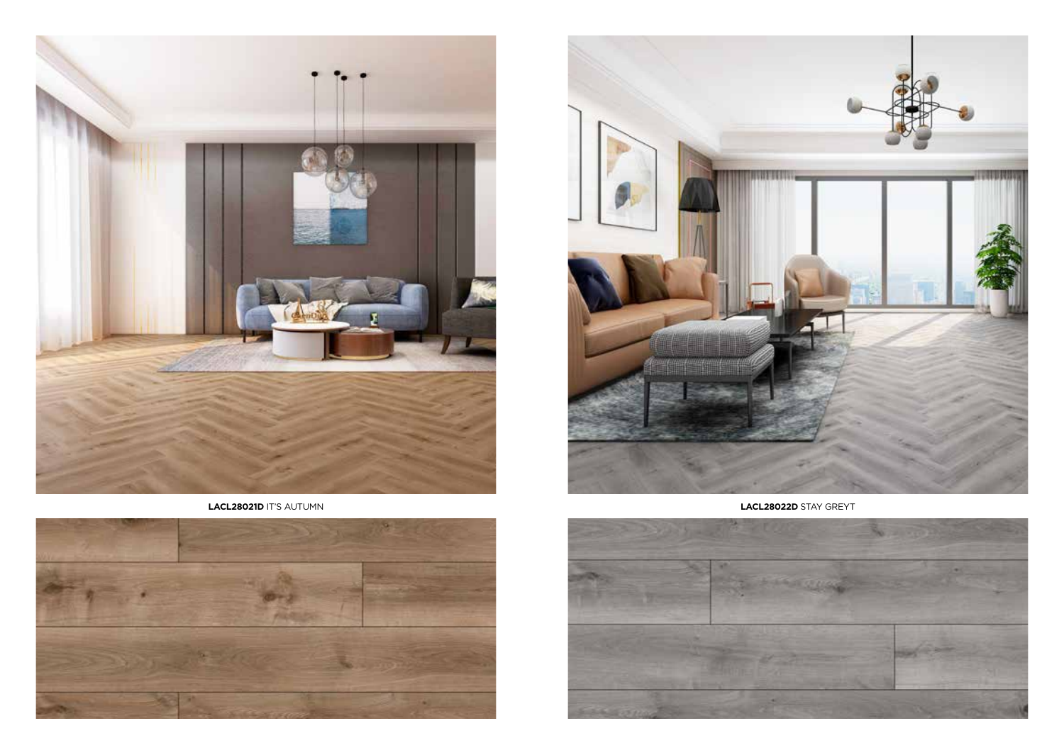**LACL28021D** IT'S AUTUMN

**LACL28022D** STAY GREYT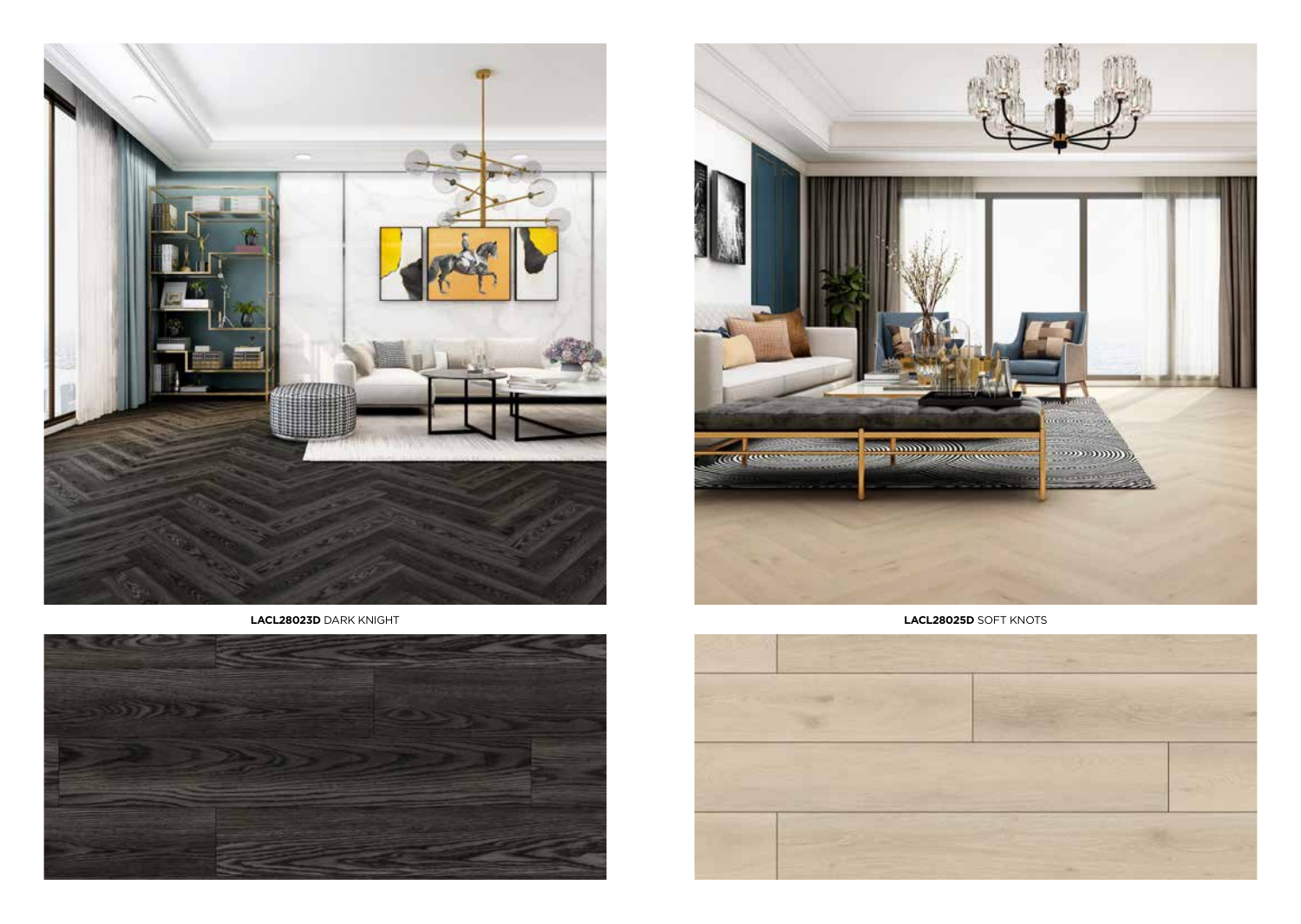**LACL28023D** DARK KNIGHT

**LACL28025D** SOFT KNOTS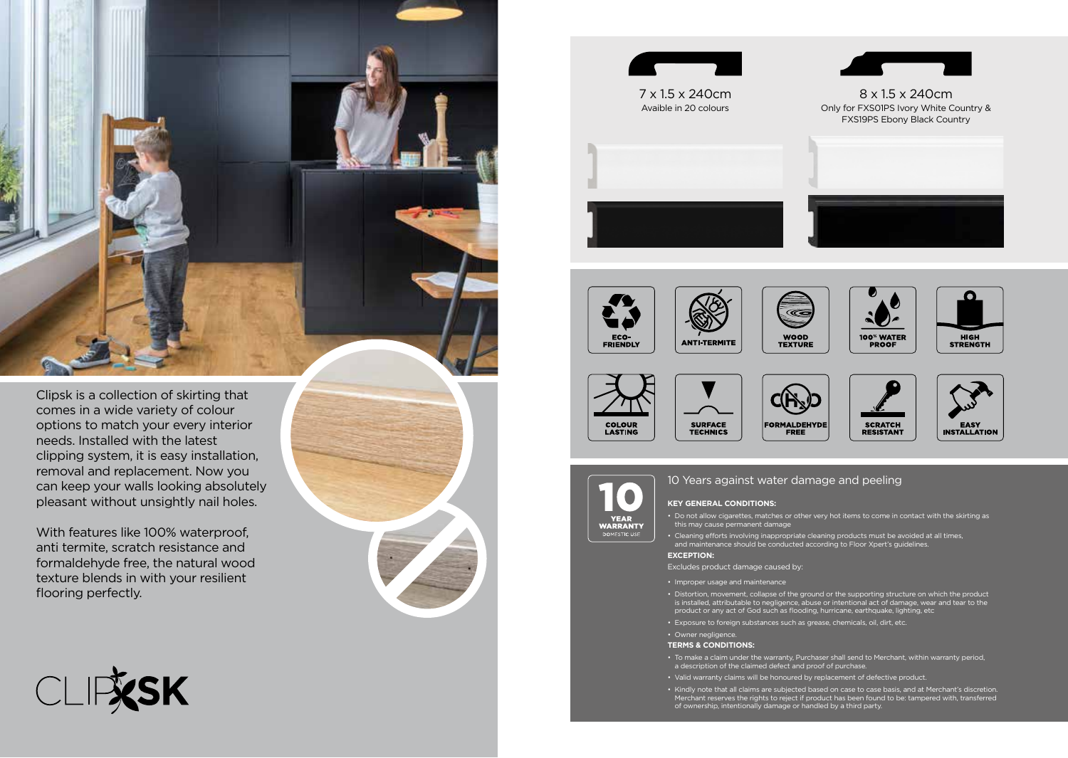Clipsk is a collection of skirting that comes in a wide variety of colour options to match your every interior needs. Installed with the latest clipping system, it is easy installation, removal and replacement. Now you can keep your walls looking absolutely pleasant without unsightly nail holes.

With features like 100% waterproof, anti termite, scratch resistance and formaldehyde free, the natural wood texture blends in with your resilient flooring perfectly.

CLIPSK

7 x 1.5 x 240cm
Avaible in 20 colours

8 x 1.5 x 240cm
Only for FXS01PS Ivory White Country & FXS19PS Ebony Black Country

ECO-FRIENDLY
ANTI-TERMITE
WOOD TEXTURE
100% WATER PROOF
HIGH STRENGTH
COLOUR LASTING
SURFACE TECHNICS
FORMALDEHYDE FREE
SCRATCH RESISTANT
EASY INSTALLATION

10 YEAR WARRANTY
DOMESTIC USE

## 10 Years against water damage and peeling

**KEY GENERAL CONDITIONS:**

- Do not allow cigarettes, matches or other very hot items to come in contact with the skirting as this may cause permanent damage
- Cleaning efforts involving inappropriate cleaning products must be avoided at all times, and maintenance should be conducted according to Floor Xpert's guidelines.

**EXCEPTION:**

Excludes product damage caused by:

- Improper usage and maintenance
- Distortion, movement, collapse of the ground or the supporting structure on which the product is installed, attributable to negligence, abuse or intentional act of damage, wear and tear to the product or any act of God such as flooding, hurricane, earthquake, lighting, etc
- Exposure to foreign substances such as grease, chemicals, oil, dirt, etc.
- Owner negligence.

**TERMS & CONDITIONS:**

- To make a claim under the warranty, Purchaser shall send to Merchant, within warranty period, a description of the claimed defect and proof of purchase.
- Valid warranty claims will be honoured by replacement of defective product.
- Kindly note that all claims are subjected based on case to case basis, and at Merchant's discretion. Merchant reserves the rights to reject if product has been found to be: tampered with, transferred of ownership, intentionally damage or handled by a third party.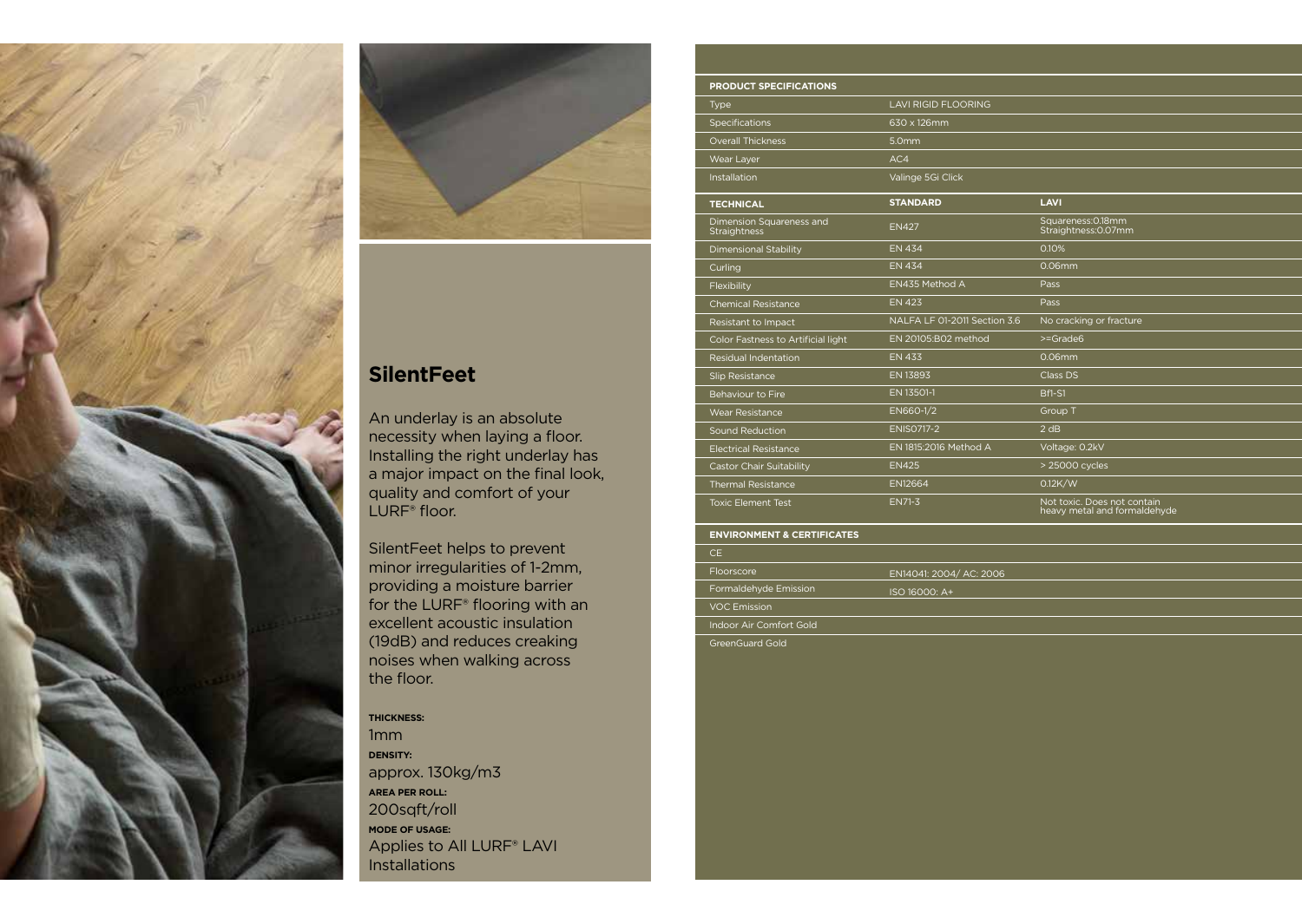## SilentFeet

An underlay is an absolute necessity when laying a floor. Installing the right underlay has a major impact on the final look, quality and comfort of your LURF® floor.

SilentFeet helps to prevent minor irregularities of 1-2mm, providing a moisture barrier for the LURF® flooring with an excellent acoustic insulation (19dB) and reduces creaking noises when walking across the floor.

**THICKNESS:**
1mm

**DENSITY:**
approx. 130kg/m3

**AREA PER ROLL:**
200sqft/roll

**MODE OF USAGE:**
Applies to All LURF® LAVI Installations

| PRODUCT SPECIFICATIONS | | |
|---|---|---|
| Type | LAVI RIGID FLOORING | |
| Specifications | 630 x 126mm | |
| Overall Thickness | 5.0mm | |
| Wear Layer | AC4 | |
| Installation | Valinge 5Gi Click | |

| TECHNICAL | STANDARD | LAVI |
|---|---|---|
| Dimension Squareness and Straightness | EN427 | Squareness:0.18mm Straightness:0.07mm |
| Dimensional Stability | EN 434 | 0.10% |
| Curling | EN 434 | 0.06mm |
| Flexibility | EN435 Method A | Pass |
| Chemical Resistance | EN 423 | Pass |
| Resistant to Impact | NALFA LF 01-2011 Section 3.6 | No cracking or fracture |
| Color Fastness to Artificial light | EN 20105:B02 method | >=Grade6 |
| Residual Indentation | EN 433 | 0.06mm |
| Slip Resistance | EN 13893 | Class DS |
| Behaviour to Fire | EN 13501-1 | Bfl-S1 |
| Wear Resistance | EN660-1/2 | Group T |
| Sound Reduction | ENIS0717-2 | 2 dB |
| Electrical Resistance | EN 1815:2016 Method A | Voltage: 0.2kV |
| Castor Chair Suitability | EN425 | > 25000 cycles |
| Thermal Resistance | EN12664 | 0.12K/W |
| Toxic Element Test | EN71-3 | Not toxic. Does not contain heavy metal and formaldehyde |

| ENVIRONMENT & CERTIFICATES | |
|---|---|
| CE | |
| Floorscore | EN14041: 2004/ AC: 2006 |
| Formaldehyde Emission | ISO 16000: A+ |
| VOC Emission | |
| Indoor Air Comfort Gold | |
| GreenGuard Gold | |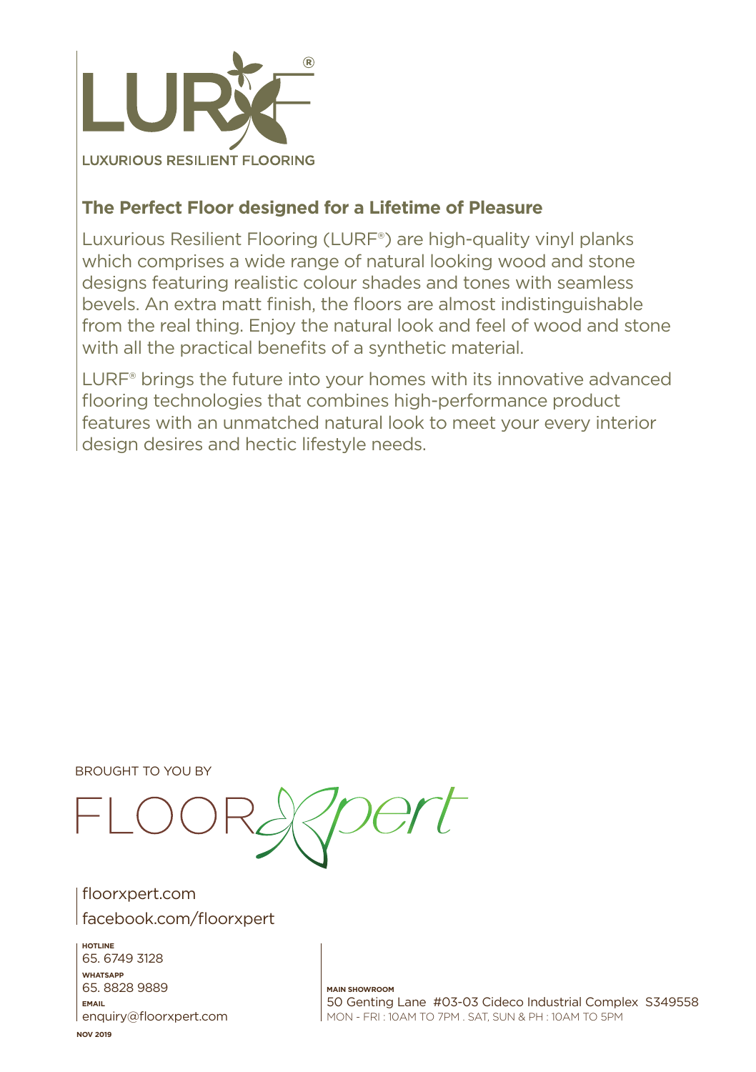LURF®

LUXURIOUS RESILIENT FLOORING

## The Perfect Floor designed for a Lifetime of Pleasure

Luxurious Resilient Flooring (LURF®) are high-quality vinyl planks which comprises a wide range of natural looking wood and stone designs featuring realistic colour shades and tones with seamless bevels. An extra matt finish, the floors are almost indistinguishable from the real thing. Enjoy the natural look and feel of wood and stone with all the practical benefits of a synthetic material.

LURF® brings the future into your homes with its innovative advanced flooring technologies that combines high-performance product features with an unmatched natural look to meet your every interior design desires and hectic lifestyle needs.

BROUGHT TO YOU BY

FLOORXpert

floorxpert.com
facebook.com/floorxpert

**HOTLINE**
65. 6749 3128

**WHATSAPP**
65. 8828 9889

**EMAIL**
enquiry@floorxpert.com

**MAIN SHOWROOM**
50 Genting Lane #03-03 Cideco Industrial Complex S349558
MON - FRI : 10AM TO 7PM . SAT, SUN & PH : 10AM TO 5PM

**NOV 2019**